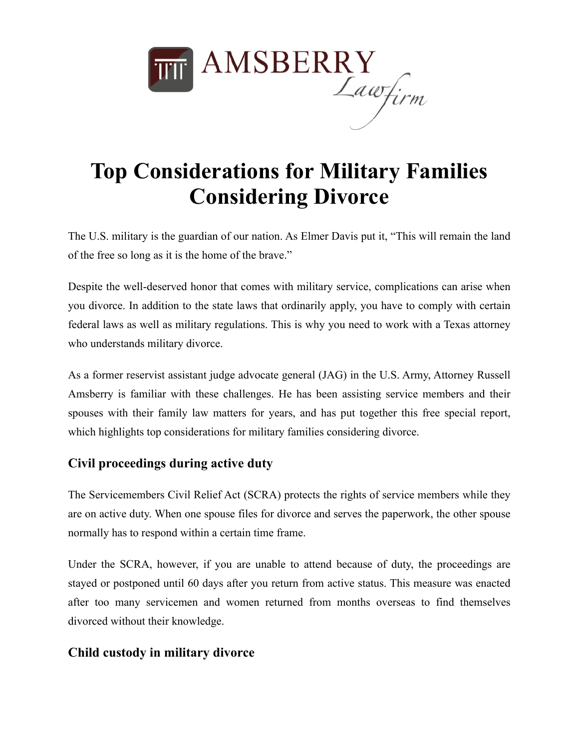AMSBERRY *Law firm*

# Top Considerations for Military Families Considering Divorce

The U.S. military is the guardian of our nation. As Elmer Davis put it, “This will remain the land of the free so long as it is the home of the brave.”

Despite the well-deserved honor that comes with military service, complications can arise when you divorce. In addition to the state laws that ordinarily apply, you have to comply with certain federal laws as well as military regulations. This is why you need to work with a Texas attorney who understands military divorce.

As a former reservist assistant judge advocate general (JAG) in the U.S. Army, Attorney Russell Amsberry is familiar with these challenges. He has been assisting service members and their spouses with their family law matters for years, and has put together this free special report, which highlights top considerations for military families considering divorce.

## Civil proceedings during active duty

The Servicemembers Civil Relief Act (SCRA) protects the rights of service members while they are on active duty. When one spouse files for divorce and serves the paperwork, the other spouse normally has to respond within a certain time frame.

Under the SCRA, however, if you are unable to attend because of duty, the proceedings are stayed or postponed until 60 days after you return from active status. This measure was enacted after too many servicemen and women returned from months overseas to find themselves divorced without their knowledge.

## Child custody in military divorce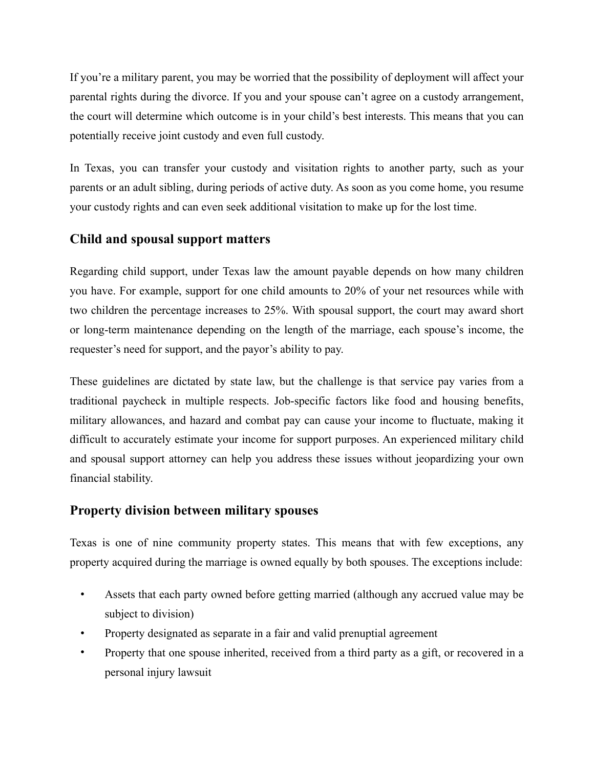If you're a military parent, you may be worried that the possibility of deployment will affect your parental rights during the divorce. If you and your spouse can't agree on a custody arrangement, the court will determine which outcome is in your child's best interests. This means that you can potentially receive joint custody and even full custody.

In Texas, you can transfer your custody and visitation rights to another party, such as your parents or an adult sibling, during periods of active duty. As soon as you come home, you resume your custody rights and can even seek additional visitation to make up for the lost time.

## Child and spousal support matters

Regarding child support, under Texas law the amount payable depends on how many children you have. For example, support for one child amounts to 20% of your net resources while with two children the percentage increases to 25%. With spousal support, the court may award short or long-term maintenance depending on the length of the marriage, each spouse's income, the requester's need for support, and the payor's ability to pay.

These guidelines are dictated by state law, but the challenge is that service pay varies from a traditional paycheck in multiple respects. Job-specific factors like food and housing benefits, military allowances, and hazard and combat pay can cause your income to fluctuate, making it difficult to accurately estimate your income for support purposes. An experienced military child and spousal support attorney can help you address these issues without jeopardizing your own financial stability.

## Property division between military spouses

Texas is one of nine community property states. This means that with few exceptions, any property acquired during the marriage is owned equally by both spouses. The exceptions include:

- Assets that each party owned before getting married (although any accrued value may be subject to division)
- Property designated as separate in a fair and valid prenuptial agreement
- Property that one spouse inherited, received from a third party as a gift, or recovered in a personal injury lawsuit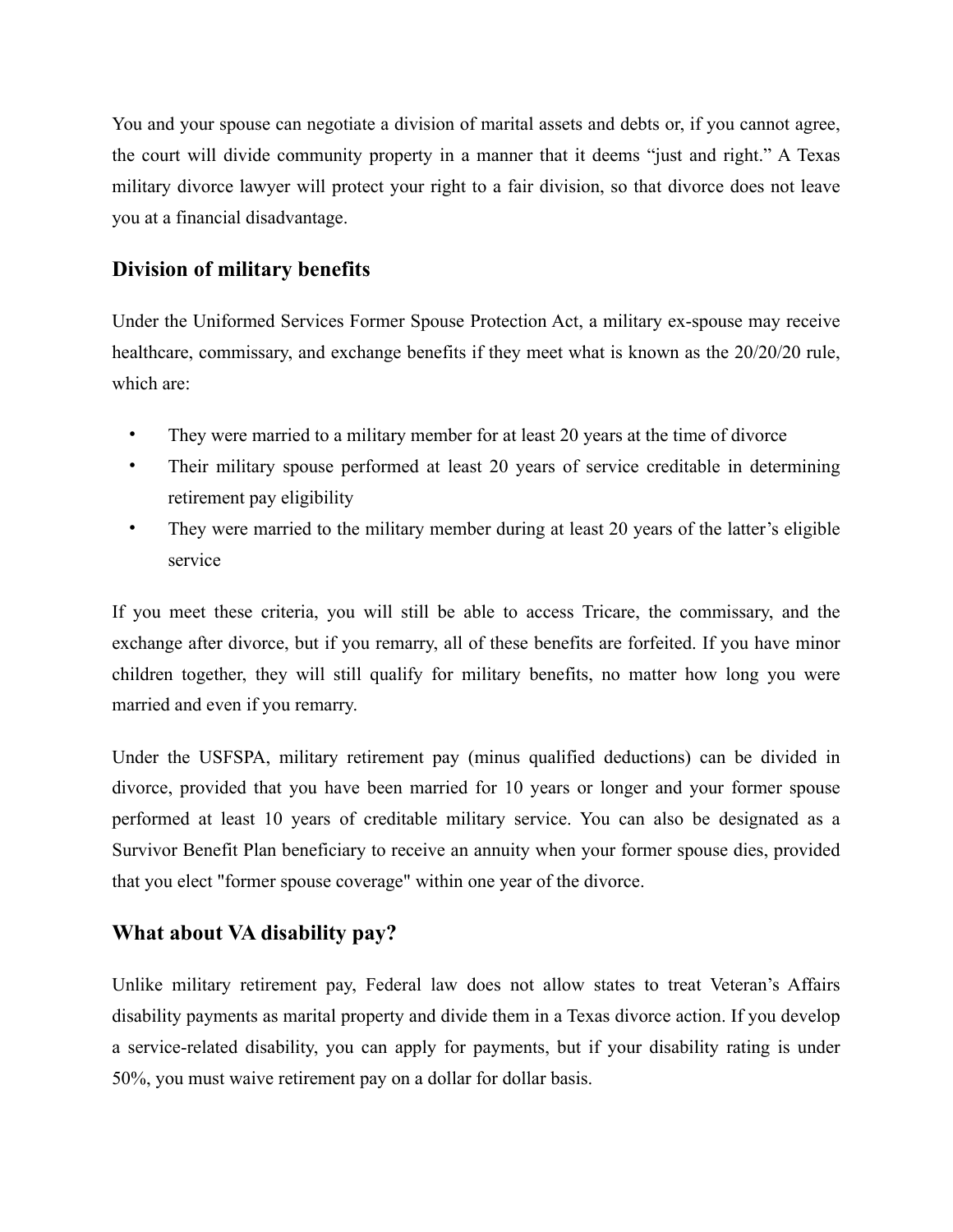You and your spouse can negotiate a division of marital assets and debts or, if you cannot agree, the court will divide community property in a manner that it deems “just and right.” A Texas military divorce lawyer will protect your right to a fair division, so that divorce does not leave you at a financial disadvantage.

## Division of military benefits

Under the Uniformed Services Former Spouse Protection Act, a military ex-spouse may receive healthcare, commissary, and exchange benefits if they meet what is known as the 20/20/20 rule, which are:

- They were married to a military member for at least 20 years at the time of divorce
- Their military spouse performed at least 20 years of service creditable in determining retirement pay eligibility
- They were married to the military member during at least 20 years of the latter’s eligible service

If you meet these criteria, you will still be able to access Tricare, the commissary, and the exchange after divorce, but if you remarry, all of these benefits are forfeited. If you have minor children together, they will still qualify for military benefits, no matter how long you were married and even if you remarry.

Under the USFSPA, military retirement pay (minus qualified deductions) can be divided in divorce, provided that you have been married for 10 years or longer and your former spouse performed at least 10 years of creditable military service. You can also be designated as a Survivor Benefit Plan beneficiary to receive an annuity when your former spouse dies, provided that you elect "former spouse coverage" within one year of the divorce.

## What about VA disability pay?

Unlike military retirement pay, Federal law does not allow states to treat Veteran’s Affairs disability payments as marital property and divide them in a Texas divorce action. If you develop a service-related disability, you can apply for payments, but if your disability rating is under 50%, you must waive retirement pay on a dollar for dollar basis.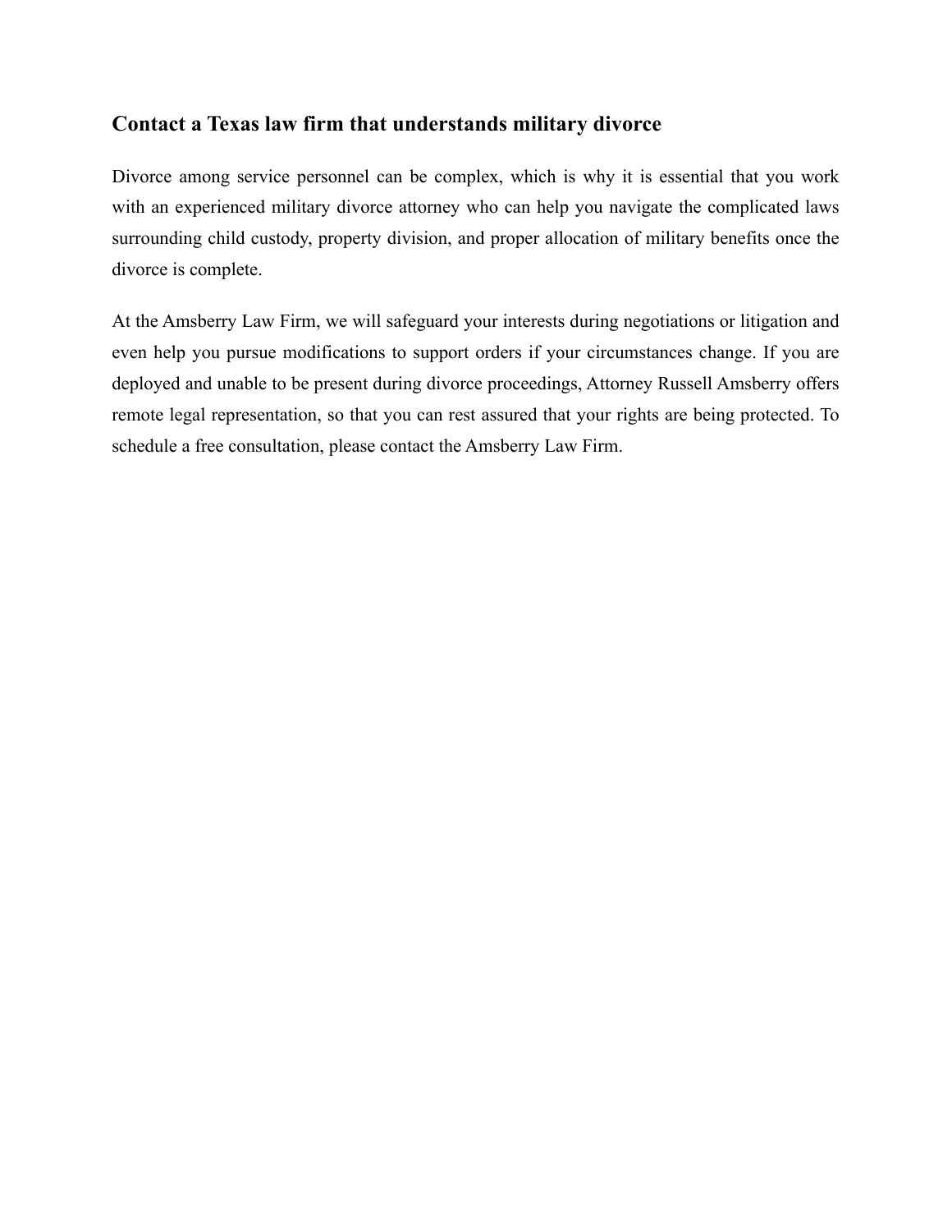## Contact a Texas law firm that understands military divorce

Divorce among service personnel can be complex, which is why it is essential that you work with an experienced military divorce attorney who can help you navigate the complicated laws surrounding child custody, property division, and proper allocation of military benefits once the divorce is complete.

At the Amsberry Law Firm, we will safeguard your interests during negotiations or litigation and even help you pursue modifications to support orders if your circumstances change. If you are deployed and unable to be present during divorce proceedings, Attorney Russell Amsberry offers remote legal representation, so that you can rest assured that your rights are being protected. To schedule a free consultation, please contact the Amsberry Law Firm.